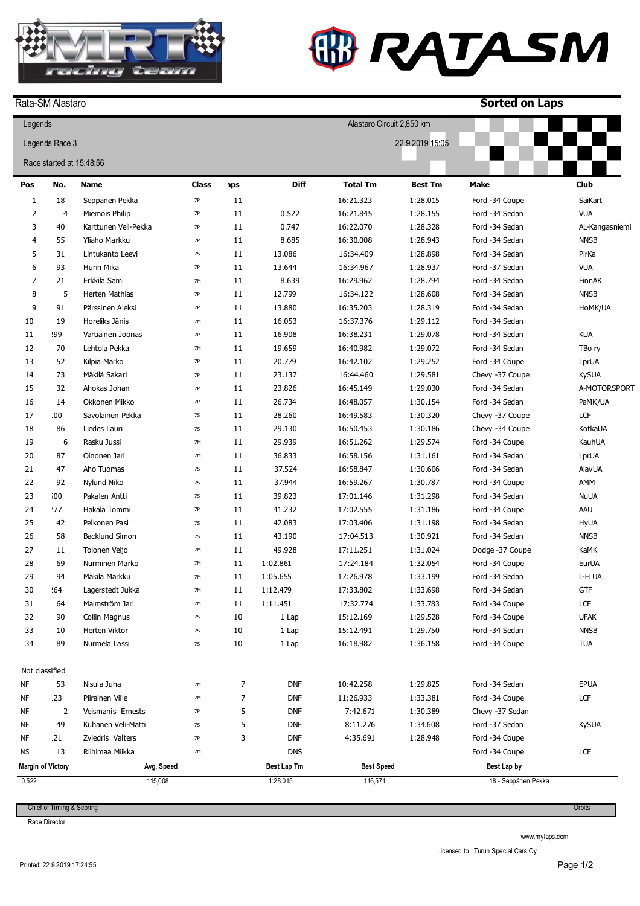MRT racing team

RATA SM

Rata-SM Alastaro

**Sorted on Laps**

Legends

Legends Race 3

Race started at 15:48:56

Alastaro Circuit 2,850 km

22.9.2019 15:05

| Pos | No. | Name | Class | aps | Diff | Total Tm | Best Tm | Make | Club |
|---|---|---|---|---|---|---|---|---|---|
| 1 | 18 | Seppänen Pekka | 7P | 11 | | 16:21.323 | 1:28.015 | Ford -34 Coupe | SaiKart |
| 2 | 4 | Miemois Philip | 7P | 11 | 0.522 | 16:21.845 | 1:28.155 | Ford -34 Sedan | VUA |
| 3 | 40 | Karttunen Veli-Pekka | 7P | 11 | 0.747 | 16:22.070 | 1:28.328 | Ford -34 Sedan | AL-Kangasniemi |
| 4 | 55 | Yliaho Markku | 7P | 11 | 8.685 | 16:30.008 | 1:28.943 | Ford -34 Sedan | NNSB |
| 5 | 31 | Lintukanto Leevi | 7S | 11 | 13.086 | 16:34.409 | 1:28.898 | Ford -34 Sedan | PirKa |
| 6 | 93 | Hurin Mika | 7P | 11 | 13.644 | 16:34.967 | 1:28.937 | Ford -37 Sedan | VUA |
| 7 | 21 | Erkkilä Sami | 7M | 11 | 8.639 | 16:29.962 | 1:28.794 | Ford -34 Sedan | FinnAK |
| 8 | 5 | Herten Mathias | 7P | 11 | 12.799 | 16:34.122 | 1:28.608 | Ford -34 Sedan | NNSB |
| 9 | 91 | Pärssinen Aleksi | 7P | 11 | 13.880 | 16:35.203 | 1:28.319 | Ford -34 Sedan | HoMK/UA |
| 10 | 19 | Horeliks Jänis | 7M | 11 | 16.053 | 16:37.376 | 1:29.112 | Ford -34 Sedan | |
| 11 | !99 | Vartiainen Joonas | 7P | 11 | 16.908 | 16:38.231 | 1:29.078 | Ford -34 Sedan | KUA |
| 12 | 70 | Lehtola Pekka | 7M | 11 | 19.659 | 16:40.982 | 1:29.072 | Ford -34 Sedan | TBo ry |
| 13 | 52 | Kilpiä Marko | 7P | 11 | 20.779 | 16:42.102 | 1:29.252 | Ford -34 Coupe | LprUA |
| 14 | 73 | Mäkilä Sakari | 7P | 11 | 23.137 | 16:44.460 | 1:29.581 | Chevy -37 Coupe | KySUA |
| 15 | 32 | Ahokas Johan | 7P | 11 | 23.826 | 16:45.149 | 1:29.030 | Ford -34 Sedan | A-MOTORSPORT |
| 16 | 14 | Okkonen Mikko | 7P | 11 | 26.734 | 16:48.057 | 1:30.154 | Ford -34 Sedan | PaMK/UA |
| 17 | .00 | Savolainen Pekka | 7S | 11 | 28.260 | 16:49.583 | 1:30.320 | Chevy -37 Coupe | LCF |
| 18 | 86 | Liedes Lauri | 7S | 11 | 29.130 | 16:50.453 | 1:30.186 | Chevy -34 Coupe | KotkaUA |
| 19 | 6 | Rasku Jussi | 7M | 11 | 29.939 | 16:51.262 | 1:29.574 | Ford -34 Coupe | KauhUA |
| 20 | 87 | Oinonen Jari | 7M | 11 | 36.833 | 16:58.156 | 1:31.161 | Ford -34 Sedan | LprUA |
| 21 | 47 | Aho Tuomas | 7S | 11 | 37.524 | 16:58.847 | 1:30.606 | Ford -34 Sedan | AlavUA |
| 22 | 92 | Nylund Niko | 7S | 11 | 37.944 | 16:59.267 | 1:30.787 | Ford -34 Coupe | AMM |
| 23 | ;00 | Pakalen Antti | 7S | 11 | 39.823 | 17:01.146 | 1:31.298 | Ford -34 Sedan | NuUA |
| 24 | '77 | Hakala Tommi | 7P | 11 | 41.232 | 17:02.555 | 1:31.186 | Ford -34 Coupe | AAU |
| 25 | 42 | Pelkonen Pasi | 7S | 11 | 42.083 | 17:03.406 | 1:31.198 | Ford -34 Sedan | HyUA |
| 26 | 58 | Backlund Simon | 7S | 11 | 43.190 | 17:04.513 | 1:30.921 | Ford -34 Sedan | NNSB |
| 27 | 11 | Tolonen Veijo | 7M | 11 | 49.928 | 17:11.251 | 1:31.024 | Dodge -37 Coupe | KaMK |
| 28 | 69 | Nurminen Marko | 7M | 11 | 1:02.861 | 17:24.184 | 1:32.054 | Ford -34 Coupe | EurUA |
| 29 | 94 | Mäkilä Markku | 7M | 11 | 1:05.655 | 17:26.978 | 1:33.199 | Ford -34 Sedan | L-H UA |
| 30 | !64 | Lagerstedt Jukka | 7M | 11 | 1:12.479 | 17:33.802 | 1:33.698 | Ford -34 Sedan | GTF |
| 31 | 64 | Malmström Jari | 7M | 11 | 1:11.451 | 17:32.774 | 1:33.783 | Ford -34 Coupe | LCF |
| 32 | 90 | Collin Magnus | 7S | 10 | 1 Lap | 15:12.169 | 1:29.528 | Ford -34 Coupe | UFAK |
| 33 | 10 | Herten Viktor | 7S | 10 | 1 Lap | 15:12.491 | 1:29.750 | Ford -34 Sedan | NNSB |
| 34 | 89 | Nurmela Lassi | 7S | 10 | 1 Lap | 16:18.982 | 1:36.158 | Ford -34 Coupe | TUA |
| Not classified | | | | | | | | | |
| NF | 53 | Nisula Juha | 7M | 7 | DNF | 10:42.258 | 1:29.825 | Ford -34 Sedan | EPUA |
| NF | .23 | Piirainen Ville | 7M | 7 | DNF | 11:26.933 | 1:33.381 | Ford -34 Coupe | LCF |
| NF | 2 | Veismanis Ernests | 7P | 5 | DNF | 7:42.671 | 1:30.389 | Chevy -37 Sedan | |
| NF | 49 | Kuhanen Veli-Matti | 7S | 5 | DNF | 8:11.276 | 1:34.608 | Ford -37 Sedan | KySUA |
| NF | .21 | Zviedris Valters | 7P | 3 | DNF | 4:35.691 | 1:28.948 | Ford -34 Coupe | |
| NS | 13 | Riihimaa Miikka | 7M | | DNS | | | Ford -34 Coupe | LCF |

| Margin of Victory | Avg. Speed | Best Lap Tm | Best Speed | Best Lap by |
|---|---|---|---|---|
| 0.522 | 115,008 | 1:28.015 | 116,571 | 18 - Seppänen Pekka |

Chief of Timing & Scoring

Orbits

Race Director

www.mylaps.com

Licensed to: Turun Special Cars Oy

Printed: 22.9.2019 17:24:55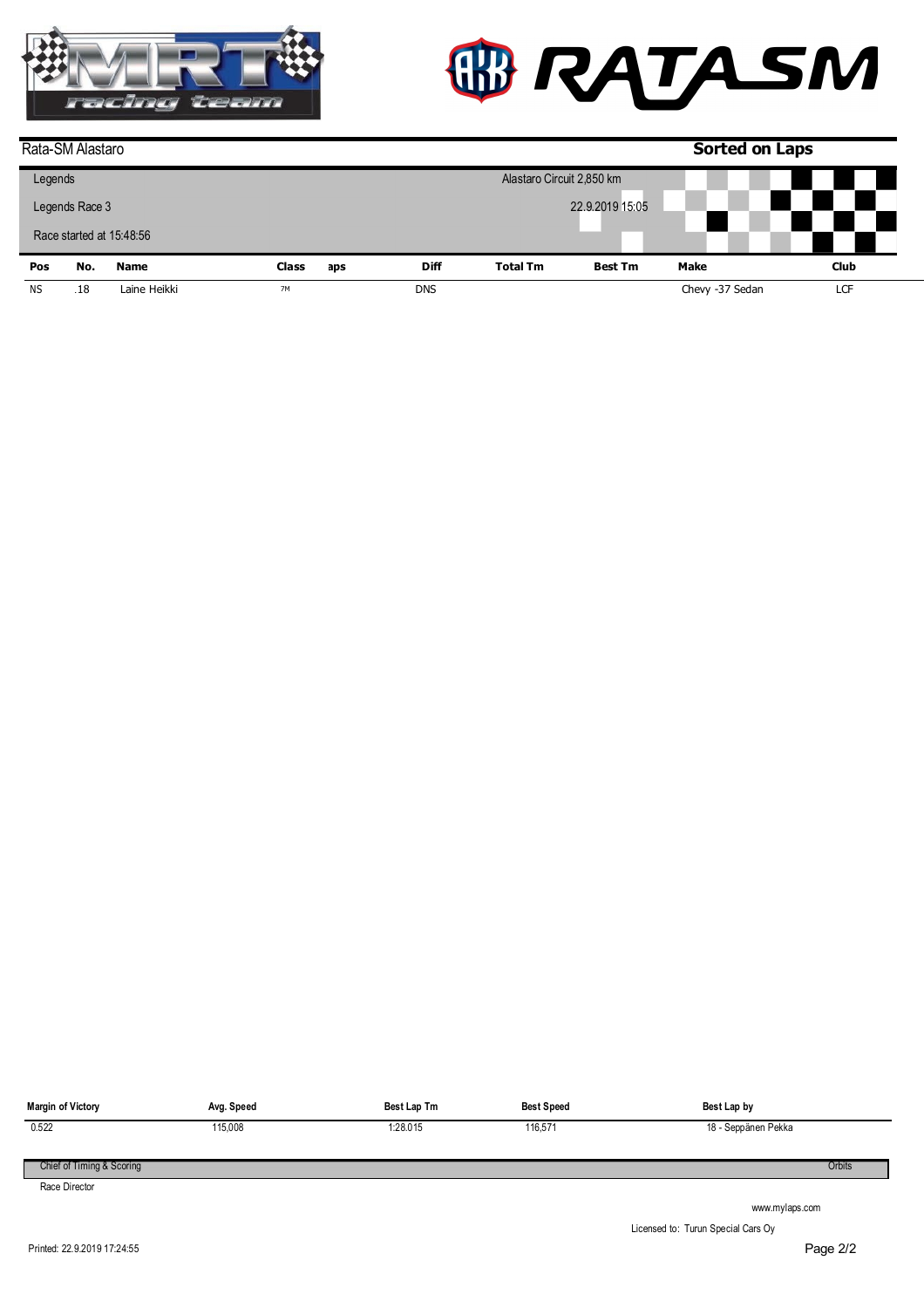Rata-SM Alastaro

**Sorted on Laps**

Legends

Legends Race 3

Race started at 15:48:56

Alastaro Circuit 2,850 km

22.9.2019 15:05

| Pos | No. | Name | Class | aps | Diff | Total Tm | Best Tm | Make | Club |
|---|---|---|---|---|---|---|---|---|---|
| NS | .18 | Laine Heikki | 7M | | DNS | | | Chevy -37 Sedan | LCF |

| Margin of Victory | Avg. Speed | Best Lap Tm | Best Speed | Best Lap by |
|---|---|---|---|---|
| 0.522 | 115,008 | 1:28.015 | 116,571 | 18 - Seppänen Pekka |

Chief of Timing & Scoring

Orbits

Race Director

www.mylaps.com

Licensed to: Turun Special Cars Oy

Printed: 22.9.2019 17:24:55